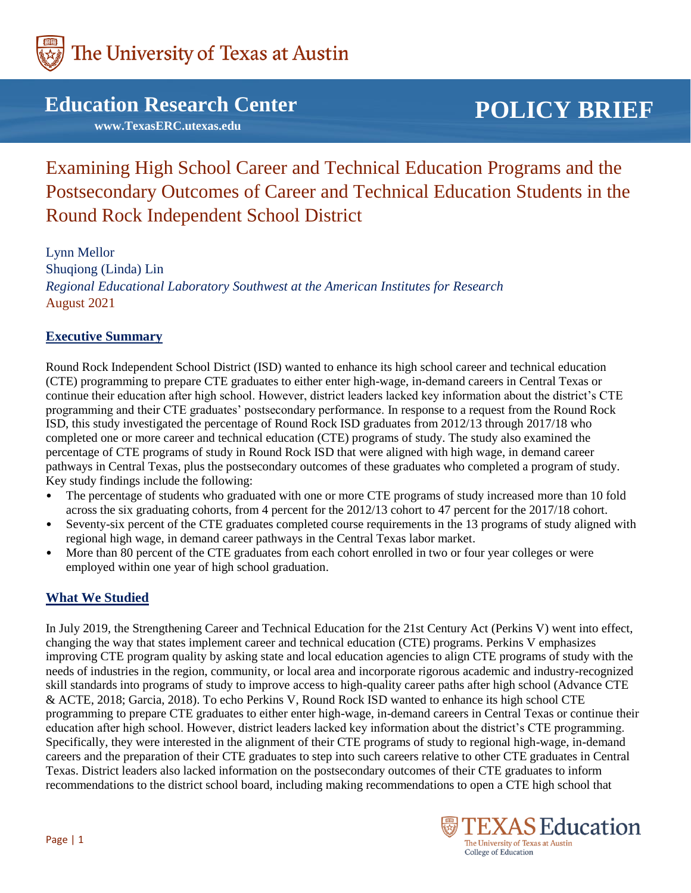The University of Texas at Austin

**Education Research Center**
**www.TexasERC.utexas.edu**

**POLICY BRIEF**

# Examining High School Career and Technical Education Programs and the Postsecondary Outcomes of Career and Technical Education Students in the Round Rock Independent School District

Lynn Mellor
Shuqiong (Linda) Lin
*Regional Educational Laboratory Southwest at the American Institutes for Research*
August 2021

## Executive Summary

Round Rock Independent School District (ISD) wanted to enhance its high school career and technical education (CTE) programming to prepare CTE graduates to either enter high-wage, in-demand careers in Central Texas or continue their education after high school. However, district leaders lacked key information about the district's CTE programming and their CTE graduates' postsecondary performance. In response to a request from the Round Rock ISD, this study investigated the percentage of Round Rock ISD graduates from 2012/13 through 2017/18 who completed one or more career and technical education (CTE) programs of study. The study also examined the percentage of CTE programs of study in Round Rock ISD that were aligned with high wage, in demand career pathways in Central Texas, plus the postsecondary outcomes of these graduates who completed a program of study. Key study findings include the following:

- The percentage of students who graduated with one or more CTE programs of study increased more than 10 fold across the six graduating cohorts, from 4 percent for the 2012/13 cohort to 47 percent for the 2017/18 cohort.
- Seventy-six percent of the CTE graduates completed course requirements in the 13 programs of study aligned with regional high wage, in demand career pathways in the Central Texas labor market.
- More than 80 percent of the CTE graduates from each cohort enrolled in two or four year colleges or were employed within one year of high school graduation.

## What We Studied

In July 2019, the Strengthening Career and Technical Education for the 21st Century Act (Perkins V) went into effect, changing the way that states implement career and technical education (CTE) programs. Perkins V emphasizes improving CTE program quality by asking state and local education agencies to align CTE programs of study with the needs of industries in the region, community, or local area and incorporate rigorous academic and industry-recognized skill standards into programs of study to improve access to high-quality career paths after high school (Advance CTE & ACTE, 2018; Garcia, 2018). To echo Perkins V, Round Rock ISD wanted to enhance its high school CTE programming to prepare CTE graduates to either enter high-wage, in-demand careers in Central Texas or continue their education after high school. However, district leaders lacked key information about the district's CTE programming. Specifically, they were interested in the alignment of their CTE programs of study to regional high-wage, in-demand careers and the preparation of their CTE graduates to step into such careers relative to other CTE graduates in Central Texas. District leaders also lacked information on the postsecondary outcomes of their CTE graduates to inform recommendations to the district school board, including making recommendations to open a CTE high school that

TEXAS Education
The University of Texas at Austin
College of Education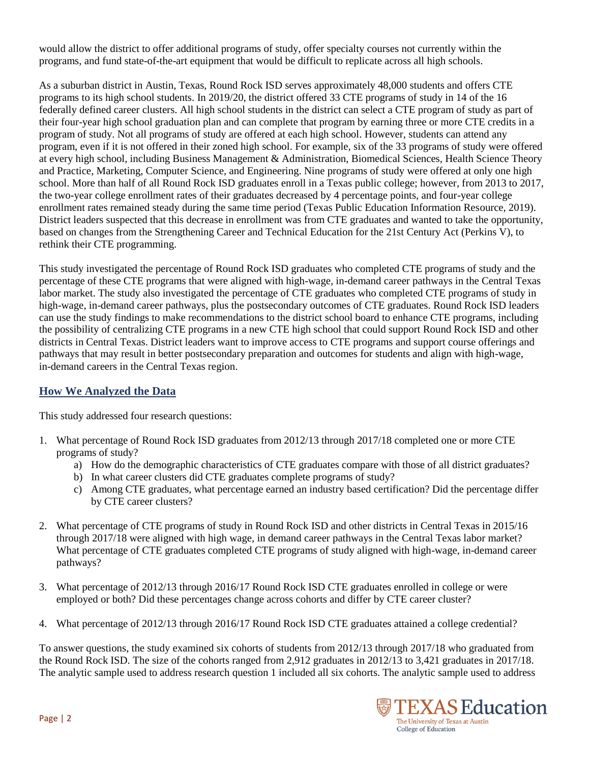would allow the district to offer additional programs of study, offer specialty courses not currently within the programs, and fund state-of-the-art equipment that would be difficult to replicate across all high schools.

As a suburban district in Austin, Texas, Round Rock ISD serves approximately 48,000 students and offers CTE programs to its high school students. In 2019/20, the district offered 33 CTE programs of study in 14 of the 16 federally defined career clusters. All high school students in the district can select a CTE program of study as part of their four-year high school graduation plan and can complete that program by earning three or more CTE credits in a program of study. Not all programs of study are offered at each high school. However, students can attend any program, even if it is not offered in their zoned high school. For example, six of the 33 programs of study were offered at every high school, including Business Management & Administration, Biomedical Sciences, Health Science Theory and Practice, Marketing, Computer Science, and Engineering. Nine programs of study were offered at only one high school. More than half of all Round Rock ISD graduates enroll in a Texas public college; however, from 2013 to 2017, the two-year college enrollment rates of their graduates decreased by 4 percentage points, and four-year college enrollment rates remained steady during the same time period (Texas Public Education Information Resource, 2019). District leaders suspected that this decrease in enrollment was from CTE graduates and wanted to take the opportunity, based on changes from the Strengthening Career and Technical Education for the 21st Century Act (Perkins V), to rethink their CTE programming.

This study investigated the percentage of Round Rock ISD graduates who completed CTE programs of study and the percentage of these CTE programs that were aligned with high-wage, in-demand career pathways in the Central Texas labor market. The study also investigated the percentage of CTE graduates who completed CTE programs of study in high-wage, in-demand career pathways, plus the postsecondary outcomes of CTE graduates. Round Rock ISD leaders can use the study findings to make recommendations to the district school board to enhance CTE programs, including the possibility of centralizing CTE programs in a new CTE high school that could support Round Rock ISD and other districts in Central Texas. District leaders want to improve access to CTE programs and support course offerings and pathways that may result in better postsecondary preparation and outcomes for students and align with high-wage, in-demand careers in the Central Texas region.

## How We Analyzed the Data

This study addressed four research questions:

1. What percentage of Round Rock ISD graduates from 2012/13 through 2017/18 completed one or more CTE programs of study?
   a) How do the demographic characteristics of CTE graduates compare with those of all district graduates?
   b) In what career clusters did CTE graduates complete programs of study?
   c) Among CTE graduates, what percentage earned an industry based certification? Did the percentage differ by CTE career clusters?

2. What percentage of CTE programs of study in Round Rock ISD and other districts in Central Texas in 2015/16 through 2017/18 were aligned with high wage, in demand career pathways in the Central Texas labor market? What percentage of CTE graduates completed CTE programs of study aligned with high-wage, in-demand career pathways?

3. What percentage of 2012/13 through 2016/17 Round Rock ISD CTE graduates enrolled in college or were employed or both? Did these percentages change across cohorts and differ by CTE career cluster?

4. What percentage of 2012/13 through 2016/17 Round Rock ISD CTE graduates attained a college credential?

To answer questions, the study examined six cohorts of students from 2012/13 through 2017/18 who graduated from the Round Rock ISD. The size of the cohorts ranged from 2,912 graduates in 2012/13 to 3,421 graduates in 2017/18. The analytic sample used to address research question 1 included all six cohorts. The analytic sample used to address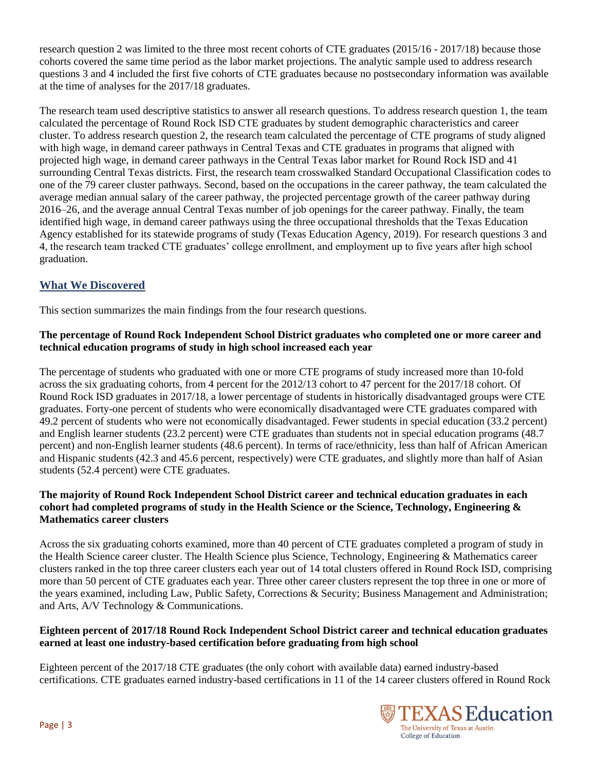research question 2 was limited to the three most recent cohorts of CTE graduates (2015/16 - 2017/18) because those cohorts covered the same time period as the labor market projections. The analytic sample used to address research questions 3 and 4 included the first five cohorts of CTE graduates because no postsecondary information was available at the time of analyses for the 2017/18 graduates.

The research team used descriptive statistics to answer all research questions. To address research question 1, the team calculated the percentage of Round Rock ISD CTE graduates by student demographic characteristics and career cluster. To address research question 2, the research team calculated the percentage of CTE programs of study aligned with high wage, in demand career pathways in Central Texas and CTE graduates in programs that aligned with projected high wage, in demand career pathways in the Central Texas labor market for Round Rock ISD and 41 surrounding Central Texas districts. First, the research team crosswalked Standard Occupational Classification codes to one of the 79 career cluster pathways. Second, based on the occupations in the career pathway, the team calculated the average median annual salary of the career pathway, the projected percentage growth of the career pathway during 2016–26, and the average annual Central Texas number of job openings for the career pathway. Finally, the team identified high wage, in demand career pathways using the three occupational thresholds that the Texas Education Agency established for its statewide programs of study (Texas Education Agency, 2019). For research questions 3 and 4, the research team tracked CTE graduates' college enrollment, and employment up to five years after high school graduation.

## What We Discovered

This section summarizes the main findings from the four research questions.

**The percentage of Round Rock Independent School District graduates who completed one or more career and technical education programs of study in high school increased each year**

The percentage of students who graduated with one or more CTE programs of study increased more than 10-fold across the six graduating cohorts, from 4 percent for the 2012/13 cohort to 47 percent for the 2017/18 cohort. Of Round Rock ISD graduates in 2017/18, a lower percentage of students in historically disadvantaged groups were CTE graduates. Forty-one percent of students who were economically disadvantaged were CTE graduates compared with 49.2 percent of students who were not economically disadvantaged. Fewer students in special education (33.2 percent) and English learner students (23.2 percent) were CTE graduates than students not in special education programs (48.7 percent) and non-English learner students (48.6 percent). In terms of race/ethnicity, less than half of African American and Hispanic students (42.3 and 45.6 percent, respectively) were CTE graduates, and slightly more than half of Asian students (52.4 percent) were CTE graduates.

**The majority of Round Rock Independent School District career and technical education graduates in each cohort had completed programs of study in the Health Science or the Science, Technology, Engineering & Mathematics career clusters**

Across the six graduating cohorts examined, more than 40 percent of CTE graduates completed a program of study in the Health Science career cluster. The Health Science plus Science, Technology, Engineering & Mathematics career clusters ranked in the top three career clusters each year out of 14 total clusters offered in Round Rock ISD, comprising more than 50 percent of CTE graduates each year. Three other career clusters represent the top three in one or more of the years examined, including Law, Public Safety, Corrections & Security; Business Management and Administration; and Arts, A/V Technology & Communications.

**Eighteen percent of 2017/18 Round Rock Independent School District career and technical education graduates earned at least one industry-based certification before graduating from high school**

Eighteen percent of the 2017/18 CTE graduates (the only cohort with available data) earned industry-based certifications. CTE graduates earned industry-based certifications in 11 of the 14 career clusters offered in Round Rock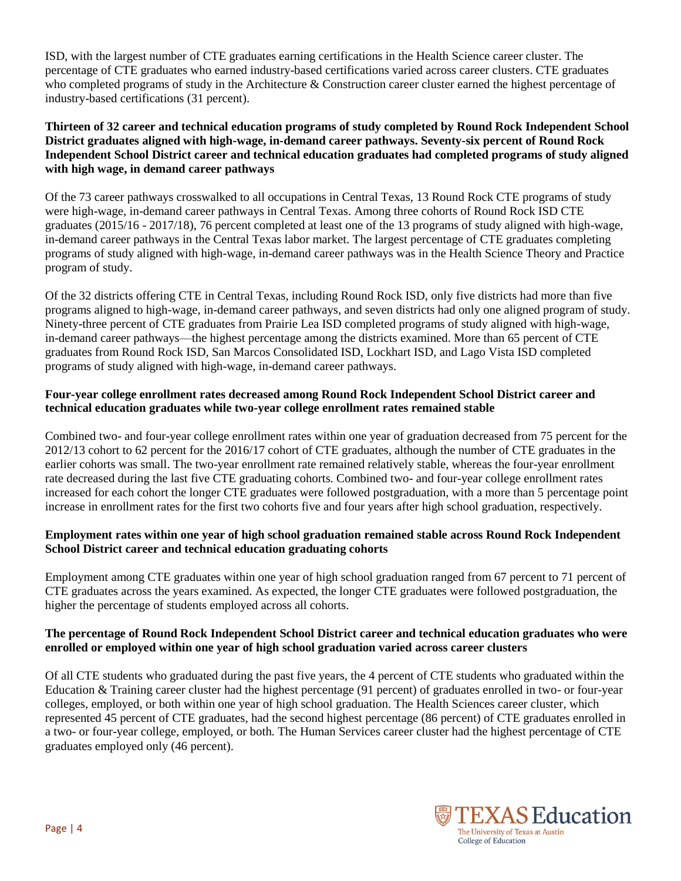ISD, with the largest number of CTE graduates earning certifications in the Health Science career cluster. The percentage of CTE graduates who earned industry-based certifications varied across career clusters. CTE graduates who completed programs of study in the Architecture & Construction career cluster earned the highest percentage of industry-based certifications (31 percent).

**Thirteen of 32 career and technical education programs of study completed by Round Rock Independent School District graduates aligned with high-wage, in-demand career pathways. Seventy-six percent of Round Rock Independent School District career and technical education graduates had completed programs of study aligned with high wage, in demand career pathways**

Of the 73 career pathways crosswalked to all occupations in Central Texas, 13 Round Rock CTE programs of study were high-wage, in-demand career pathways in Central Texas. Among three cohorts of Round Rock ISD CTE graduates (2015/16 - 2017/18), 76 percent completed at least one of the 13 programs of study aligned with high-wage, in-demand career pathways in the Central Texas labor market. The largest percentage of CTE graduates completing programs of study aligned with high-wage, in-demand career pathways was in the Health Science Theory and Practice program of study.

Of the 32 districts offering CTE in Central Texas, including Round Rock ISD, only five districts had more than five programs aligned to high-wage, in-demand career pathways, and seven districts had only one aligned program of study. Ninety-three percent of CTE graduates from Prairie Lea ISD completed programs of study aligned with high-wage, in-demand career pathways—the highest percentage among the districts examined. More than 65 percent of CTE graduates from Round Rock ISD, San Marcos Consolidated ISD, Lockhart ISD, and Lago Vista ISD completed programs of study aligned with high-wage, in-demand career pathways.

**Four-year college enrollment rates decreased among Round Rock Independent School District career and technical education graduates while two-year college enrollment rates remained stable**

Combined two- and four-year college enrollment rates within one year of graduation decreased from 75 percent for the 2012/13 cohort to 62 percent for the 2016/17 cohort of CTE graduates, although the number of CTE graduates in the earlier cohorts was small. The two-year enrollment rate remained relatively stable, whereas the four-year enrollment rate decreased during the last five CTE graduating cohorts. Combined two- and four-year college enrollment rates increased for each cohort the longer CTE graduates were followed postgraduation, with a more than 5 percentage point increase in enrollment rates for the first two cohorts five and four years after high school graduation, respectively.

**Employment rates within one year of high school graduation remained stable across Round Rock Independent School District career and technical education graduating cohorts**

Employment among CTE graduates within one year of high school graduation ranged from 67 percent to 71 percent of CTE graduates across the years examined. As expected, the longer CTE graduates were followed postgraduation, the higher the percentage of students employed across all cohorts.

**The percentage of Round Rock Independent School District career and technical education graduates who were enrolled or employed within one year of high school graduation varied across career clusters**

Of all CTE students who graduated during the past five years, the 4 percent of CTE students who graduated within the Education & Training career cluster had the highest percentage (91 percent) of graduates enrolled in two- or four-year colleges, employed, or both within one year of high school graduation. The Health Sciences career cluster, which represented 45 percent of CTE graduates, had the second highest percentage (86 percent) of CTE graduates enrolled in a two- or four-year college, employed, or both. The Human Services career cluster had the highest percentage of CTE graduates employed only (46 percent).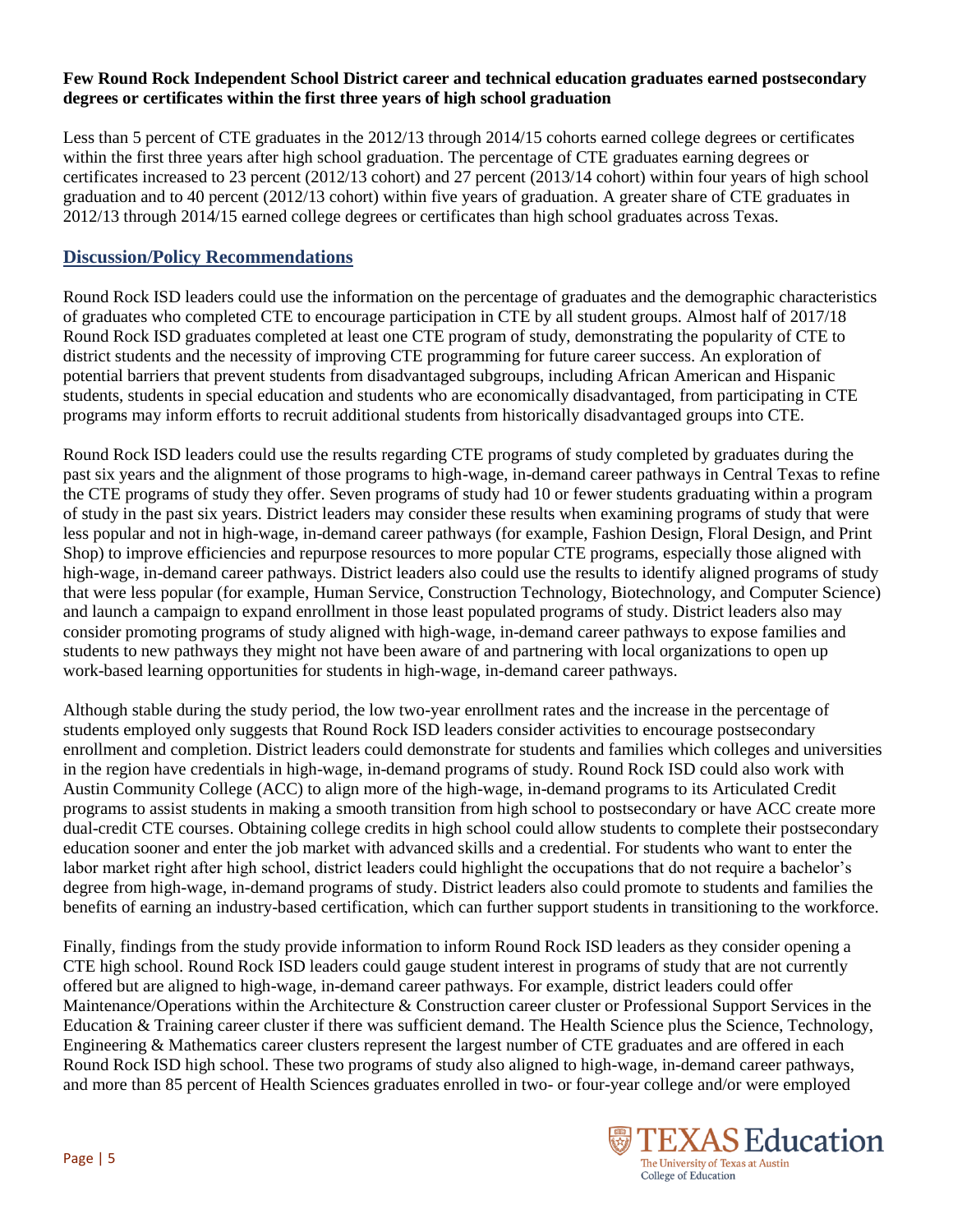**Few Round Rock Independent School District career and technical education graduates earned postsecondary degrees or certificates within the first three years of high school graduation**

Less than 5 percent of CTE graduates in the 2012/13 through 2014/15 cohorts earned college degrees or certificates within the first three years after high school graduation. The percentage of CTE graduates earning degrees or certificates increased to 23 percent (2012/13 cohort) and 27 percent (2013/14 cohort) within four years of high school graduation and to 40 percent (2012/13 cohort) within five years of graduation. A greater share of CTE graduates in 2012/13 through 2014/15 earned college degrees or certificates than high school graduates across Texas.

## Discussion/Policy Recommendations

Round Rock ISD leaders could use the information on the percentage of graduates and the demographic characteristics of graduates who completed CTE to encourage participation in CTE by all student groups. Almost half of 2017/18 Round Rock ISD graduates completed at least one CTE program of study, demonstrating the popularity of CTE to district students and the necessity of improving CTE programming for future career success. An exploration of potential barriers that prevent students from disadvantaged subgroups, including African American and Hispanic students, students in special education and students who are economically disadvantaged, from participating in CTE programs may inform efforts to recruit additional students from historically disadvantaged groups into CTE.

Round Rock ISD leaders could use the results regarding CTE programs of study completed by graduates during the past six years and the alignment of those programs to high-wage, in-demand career pathways in Central Texas to refine the CTE programs of study they offer. Seven programs of study had 10 or fewer students graduating within a program of study in the past six years. District leaders may consider these results when examining programs of study that were less popular and not in high-wage, in-demand career pathways (for example, Fashion Design, Floral Design, and Print Shop) to improve efficiencies and repurpose resources to more popular CTE programs, especially those aligned with high-wage, in-demand career pathways. District leaders also could use the results to identify aligned programs of study that were less popular (for example, Human Service, Construction Technology, Biotechnology, and Computer Science) and launch a campaign to expand enrollment in those least populated programs of study. District leaders also may consider promoting programs of study aligned with high-wage, in-demand career pathways to expose families and students to new pathways they might not have been aware of and partnering with local organizations to open up work-based learning opportunities for students in high-wage, in-demand career pathways.

Although stable during the study period, the low two-year enrollment rates and the increase in the percentage of students employed only suggests that Round Rock ISD leaders consider activities to encourage postsecondary enrollment and completion. District leaders could demonstrate for students and families which colleges and universities in the region have credentials in high-wage, in-demand programs of study. Round Rock ISD could also work with Austin Community College (ACC) to align more of the high-wage, in-demand programs to its Articulated Credit programs to assist students in making a smooth transition from high school to postsecondary or have ACC create more dual-credit CTE courses. Obtaining college credits in high school could allow students to complete their postsecondary education sooner and enter the job market with advanced skills and a credential. For students who want to enter the labor market right after high school, district leaders could highlight the occupations that do not require a bachelor's degree from high-wage, in-demand programs of study. District leaders also could promote to students and families the benefits of earning an industry-based certification, which can further support students in transitioning to the workforce.

Finally, findings from the study provide information to inform Round Rock ISD leaders as they consider opening a CTE high school. Round Rock ISD leaders could gauge student interest in programs of study that are not currently offered but are aligned to high-wage, in-demand career pathways. For example, district leaders could offer Maintenance/Operations within the Architecture & Construction career cluster or Professional Support Services in the Education & Training career cluster if there was sufficient demand. The Health Science plus the Science, Technology, Engineering & Mathematics career clusters represent the largest number of CTE graduates and are offered in each Round Rock ISD high school. These two programs of study also aligned to high-wage, in-demand career pathways, and more than 85 percent of Health Sciences graduates enrolled in two- or four-year college and/or were employed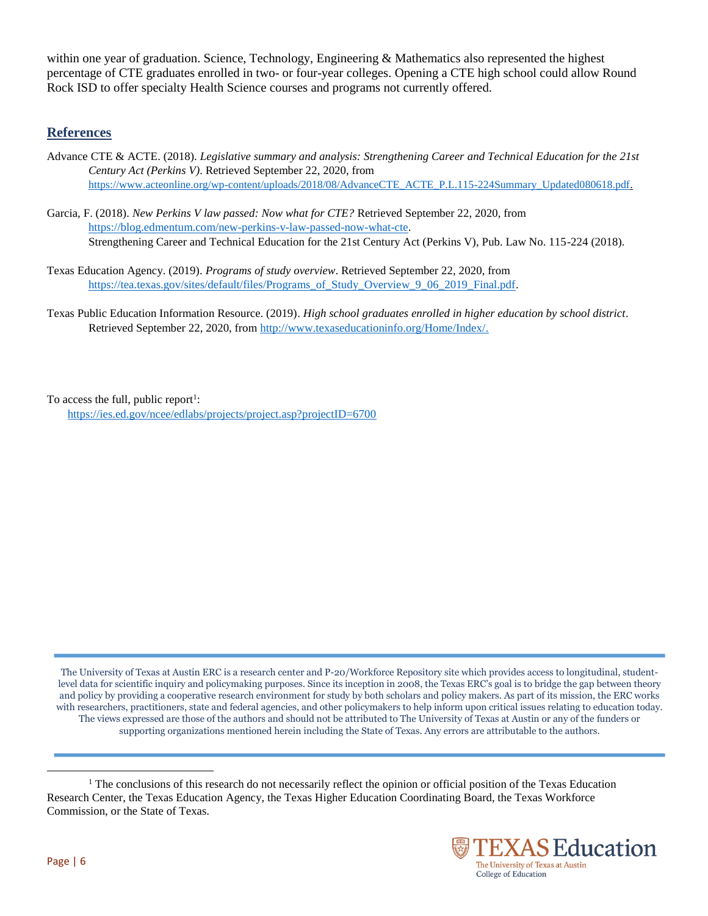within one year of graduation. Science, Technology, Engineering & Mathematics also represented the highest percentage of CTE graduates enrolled in two- or four-year colleges. Opening a CTE high school could allow Round Rock ISD to offer specialty Health Science courses and programs not currently offered.

## References

Advance CTE & ACTE. (2018). *Legislative summary and analysis: Strengthening Career and Technical Education for the 21st Century Act (Perkins V)*. Retrieved September 22, 2020, from https://www.acteonline.org/wp-content/uploads/2018/08/AdvanceCTE_ACTE_P.L.115-224Summary_Updated080618.pdf.

Garcia, F. (2018). *New Perkins V law passed: Now what for CTE?* Retrieved September 22, 2020, from https://blog.edmentum.com/new-perkins-v-law-passed-now-what-cte.
Strengthening Career and Technical Education for the 21st Century Act (Perkins V), Pub. Law No. 115-224 (2018).

Texas Education Agency. (2019). *Programs of study overview*. Retrieved September 22, 2020, from https://tea.texas.gov/sites/default/files/Programs_of_Study_Overview_9_06_2019_Final.pdf.

Texas Public Education Information Resource. (2019). *High school graduates enrolled in higher education by school district*. Retrieved September 22, 2020, from http://www.texaseducationinfo.org/Home/Index/.

To access the full, public report[1]:
https://ies.ed.gov/ncee/edlabs/projects/project.asp?projectID=6700

The University of Texas at Austin ERC is a research center and P-20/Workforce Repository site which provides access to longitudinal, student-level data for scientific inquiry and policymaking purposes. Since its inception in 2008, the Texas ERC's goal is to bridge the gap between theory and policy by providing a cooperative research environment for study by both scholars and policy makers. As part of its mission, the ERC works with researchers, practitioners, state and federal agencies, and other policymakers to help inform upon critical issues relating to education today. The views expressed are those of the authors and should not be attributed to The University of Texas at Austin or any of the funders or supporting organizations mentioned herein including the State of Texas. Any errors are attributable to the authors.

[1] The conclusions of this research do not necessarily reflect the opinion or official position of the Texas Education Research Center, the Texas Education Agency, the Texas Higher Education Coordinating Board, the Texas Workforce Commission, or the State of Texas.

TEXAS Education
The University of Texas at Austin
College of Education